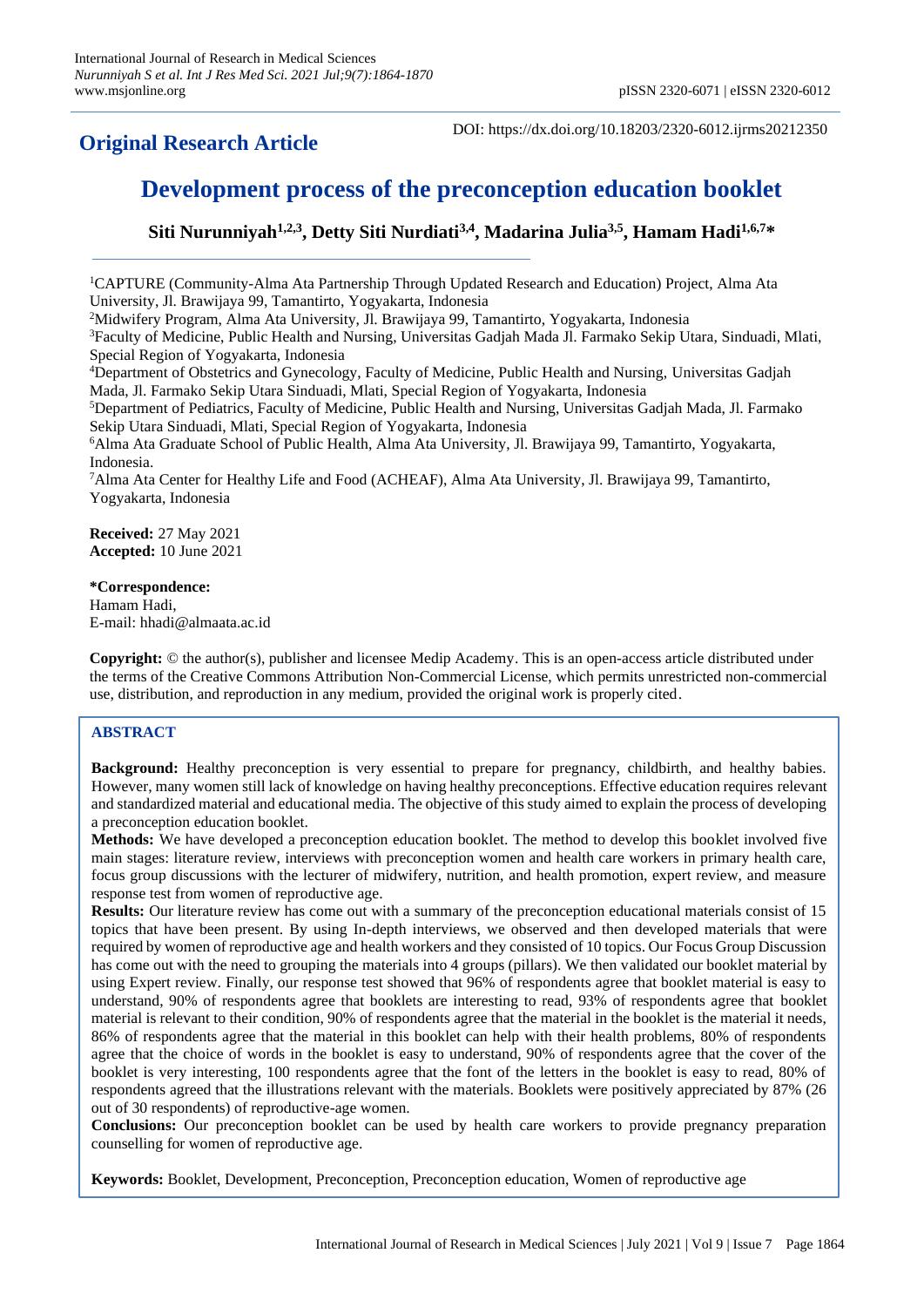**Original Research Article**

DOI: https://dx.doi.org/10.18203/2320-6012.ijrms20212350

# Development process of the preconception education booklet

**Siti Nurunniyah[1,2,3], Detty Siti Nurdiati[3,4], Madarina Julia[3,5], Hamam Hadi[1,6,7]***

[1]CAPTURE (Community-Alma Ata Partnership Through Updated Research and Education) Project, Alma Ata University, Jl. Brawijaya 99, Tamantirto, Yogyakarta, Indonesia

[2]Midwifery Program, Alma Ata University, Jl. Brawijaya 99, Tamantirto, Yogyakarta, Indonesia

[3]Faculty of Medicine, Public Health and Nursing, Universitas Gadjah Mada Jl. Farmako Sekip Utara, Sinduadi, Mlati, Special Region of Yogyakarta, Indonesia

[4]Department of Obstetrics and Gynecology, Faculty of Medicine, Public Health and Nursing, Universitas Gadjah Mada, Jl. Farmako Sekip Utara Sinduadi, Mlati, Special Region of Yogyakarta, Indonesia

[5]Department of Pediatrics, Faculty of Medicine, Public Health and Nursing, Universitas Gadjah Mada, Jl. Farmako Sekip Utara Sinduadi, Mlati, Special Region of Yogyakarta, Indonesia

[6]Alma Ata Graduate School of Public Health, Alma Ata University, Jl. Brawijaya 99, Tamantirto, Yogyakarta, Indonesia.

[7]Alma Ata Center for Healthy Life and Food (ACHEAF), Alma Ata University, Jl. Brawijaya 99, Tamantirto, Yogyakarta, Indonesia

**Received:** 27 May 2021
**Accepted:** 10 June 2021

***Correspondence:**
Hamam Hadi,
E-mail: hhadi@almaata.ac.id

**Copyright:** © the author(s), publisher and licensee Medip Academy. This is an open-access article distributed under the terms of the Creative Commons Attribution Non-Commercial License, which permits unrestricted non-commercial use, distribution, and reproduction in any medium, provided the original work is properly cited.

## ABSTRACT

**Background:** Healthy preconception is very essential to prepare for pregnancy, childbirth, and healthy babies. However, many women still lack of knowledge on having healthy preconceptions. Effective education requires relevant and standardized material and educational media. The objective of this study aimed to explain the process of developing a preconception education booklet.

**Methods:** We have developed a preconception education booklet. The method to develop this booklet involved five main stages: literature review, interviews with preconception women and health care workers in primary health care, focus group discussions with the lecturer of midwifery, nutrition, and health promotion, expert review, and measure response test from women of reproductive age.

**Results:** Our literature review has come out with a summary of the preconception educational materials consist of 15 topics that have been present. By using In-depth interviews, we observed and then developed materials that were required by women of reproductive age and health workers and they consisted of 10 topics. Our Focus Group Discussion has come out with the need to grouping the materials into 4 groups (pillars). We then validated our booklet material by using Expert review. Finally, our response test showed that 96% of respondents agree that booklet material is easy to understand, 90% of respondents agree that booklets are interesting to read, 93% of respondents agree that booklet material is relevant to their condition, 90% of respondents agree that the material in the booklet is the material it needs, 86% of respondents agree that the material in this booklet can help with their health problems, 80% of respondents agree that the choice of words in the booklet is easy to understand, 90% of respondents agree that the cover of the booklet is very interesting, 100 respondents agree that the font of the letters in the booklet is easy to read, 80% of respondents agreed that the illustrations relevant with the materials. Booklets were positively appreciated by 87% (26 out of 30 respondents) of reproductive-age women.

**Conclusions:** Our preconception booklet can be used by health care workers to provide pregnancy preparation counselling for women of reproductive age.

**Keywords:** Booklet, Development, Preconception, Preconception education, Women of reproductive age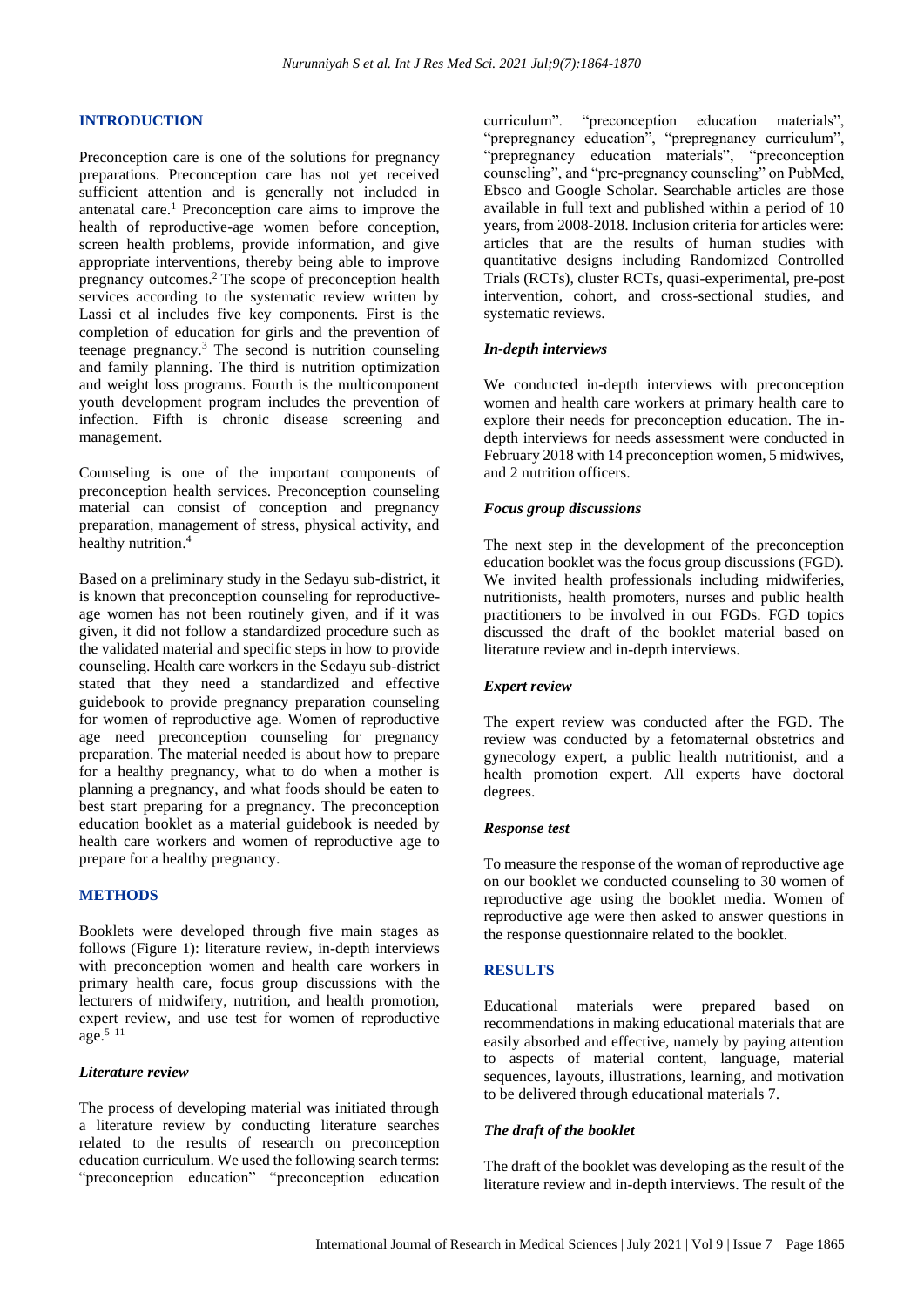## INTRODUCTION

Preconception care is one of the solutions for pregnancy preparations. Preconception care has not yet received sufficient attention and is generally not included in antenatal care.[1] Preconception care aims to improve the health of reproductive-age women before conception, screen health problems, provide information, and give appropriate interventions, thereby being able to improve pregnancy outcomes.[2] The scope of preconception health services according to the systematic review written by Lassi et al includes five key components. First is the completion of education for girls and the prevention of teenage pregnancy.[3] The second is nutrition counseling and family planning. The third is nutrition optimization and weight loss programs. Fourth is the multicomponent youth development program includes the prevention of infection. Fifth is chronic disease screening and management.

Counseling is one of the important components of preconception health services. Preconception counseling material can consist of conception and pregnancy preparation, management of stress, physical activity, and healthy nutrition.[4]

Based on a preliminary study in the Sedayu sub-district, it is known that preconception counseling for reproductive-age women has not been routinely given, and if it was given, it did not follow a standardized procedure such as the validated material and specific steps in how to provide counseling. Health care workers in the Sedayu sub-district stated that they need a standardized and effective guidebook to provide pregnancy preparation counseling for women of reproductive age. Women of reproductive age need preconception counseling for pregnancy preparation. The material needed is about how to prepare for a healthy pregnancy, what to do when a mother is planning a pregnancy, and what foods should be eaten to best start preparing for a pregnancy. The preconception education booklet as a material guidebook is needed by health care workers and women of reproductive age to prepare for a healthy pregnancy.

## METHODS

Booklets were developed through five main stages as follows (Figure 1): literature review, in-depth interviews with preconception women and health care workers in primary health care, focus group discussions with the lecturers of midwifery, nutrition, and health promotion, expert review, and use test for women of reproductive age.[5–11]

### *Literature review*

The process of developing material was initiated through a literature review by conducting literature searches related to the results of research on preconception education curriculum. We used the following search terms: "preconception education" "preconception education curriculum". "preconception education materials", "prepregnancy education", "prepregnancy curriculum", "prepregnancy education materials", "preconception counseling", and "pre-pregnancy counseling" on PubMed, Ebsco and Google Scholar. Searchable articles are those available in full text and published within a period of 10 years, from 2008-2018. Inclusion criteria for articles were: articles that are the results of human studies with quantitative designs including Randomized Controlled Trials (RCTs), cluster RCTs, quasi-experimental, pre-post intervention, cohort, and cross-sectional studies, and systematic reviews.

### *In-depth interviews*

We conducted in-depth interviews with preconception women and health care workers at primary health care to explore their needs for preconception education. The in-depth interviews for needs assessment were conducted in February 2018 with 14 preconception women, 5 midwives, and 2 nutrition officers.

### *Focus group discussions*

The next step in the development of the preconception education booklet was the focus group discussions (FGD). We invited health professionals including midwiferies, nutritionists, health promoters, nurses and public health practitioners to be involved in our FGDs. FGD topics discussed the draft of the booklet material based on literature review and in-depth interviews.

### *Expert review*

The expert review was conducted after the FGD. The review was conducted by a fetomaternal obstetrics and gynecology expert, a public health nutritionist, and a health promotion expert. All experts have doctoral degrees.

### *Response test*

To measure the response of the woman of reproductive age on our booklet we conducted counseling to 30 women of reproductive age using the booklet media. Women of reproductive age were then asked to answer questions in the response questionnaire related to the booklet.

## RESULTS

Educational materials were prepared based on recommendations in making educational materials that are easily absorbed and effective, namely by paying attention to aspects of material content, language, material sequences, layouts, illustrations, learning, and motivation to be delivered through educational materials 7.

### *The draft of the booklet*

The draft of the booklet was developing as the result of the literature review and in-depth interviews. The result of the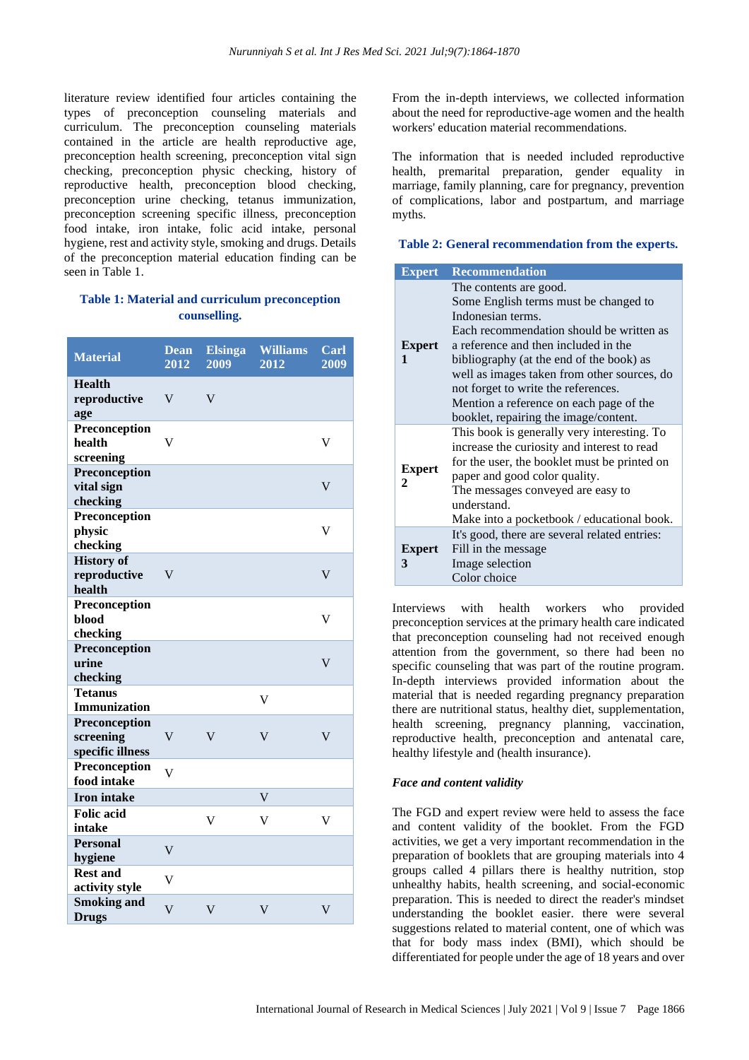literature review identified four articles containing the types of preconception counseling materials and curriculum. The preconception counseling materials contained in the article are health reproductive age, preconception health screening, preconception vital sign checking, preconception physic checking, history of reproductive health, preconception blood checking, preconception urine checking, tetanus immunization, preconception screening specific illness, preconception food intake, iron intake, folic acid intake, personal hygiene, rest and activity style, smoking and drugs. Details of the preconception material education finding can be seen in Table 1.

**Table 1: Material and curriculum preconception counselling.**

| Material | Dean 2012 | Elsinga 2009 | Williams 2012 | Carl 2009 |
|---|---|---|---|---|
| Health reproductive age | V | V | | |
| Preconception health screening | V | | | V |
| Preconception vital sign checking | | | | V |
| Preconception physic checking | | | | V |
| History of reproductive health | V | | | V |
| Preconception blood checking | | | | V |
| Preconception urine checking | | | | V |
| Tetanus Immunization | | | V | |
| Preconception screening specific illness | V | V | V | V |
| Preconception food intake | V | | | |
| Iron intake | | | V | |
| Folic acid intake | | V | V | V |
| Personal hygiene | V | | | |
| Rest and activity style | V | | | |
| Smoking and Drugs | V | V | V | V |

From the in-depth interviews, we collected information about the need for reproductive-age women and the health workers' education material recommendations.

The information that is needed included reproductive health, premarital preparation, gender equality in marriage, family planning, care for pregnancy, prevention of complications, labor and postpartum, and marriage myths.

**Table 2: General recommendation from the experts.**

| Expert | Recommendation |
|---|---|
| Expert 1 | The contents are good. Some English terms must be changed to Indonesian terms. Each recommendation should be written as a reference and then included in the bibliography (at the end of the book) as well as images taken from other sources, do not forget to write the references. Mention a reference on each page of the booklet, repairing the image/content. |
| Expert 2 | This book is generally very interesting. To increase the curiosity and interest to read for the user, the booklet must be printed on paper and good color quality. The messages conveyed are easy to understand. Make into a pocketbook / educational book. |
| Expert 3 | It's good, there are several related entries: Fill in the message Image selection Color choice |

Interviews with health workers who provided preconception services at the primary health care indicated that preconception counseling had not received enough attention from the government, so there had been no specific counseling that was part of the routine program. In-depth interviews provided information about the material that is needed regarding pregnancy preparation there are nutritional status, healthy diet, supplementation, health screening, pregnancy planning, vaccination, reproductive health, preconception and antenatal care, healthy lifestyle and (health insurance).

*Face and content validity*

The FGD and expert review were held to assess the face and content validity of the booklet. From the FGD activities, we get a very important recommendation in the preparation of booklets that are grouping materials into 4 groups called 4 pillars there is healthy nutrition, stop unhealthy habits, health screening, and social-economic preparation. This is needed to direct the reader's mindset understanding the booklet easier. there were several suggestions related to material content, one of which was that for body mass index (BMI), which should be differentiated for people under the age of 18 years and over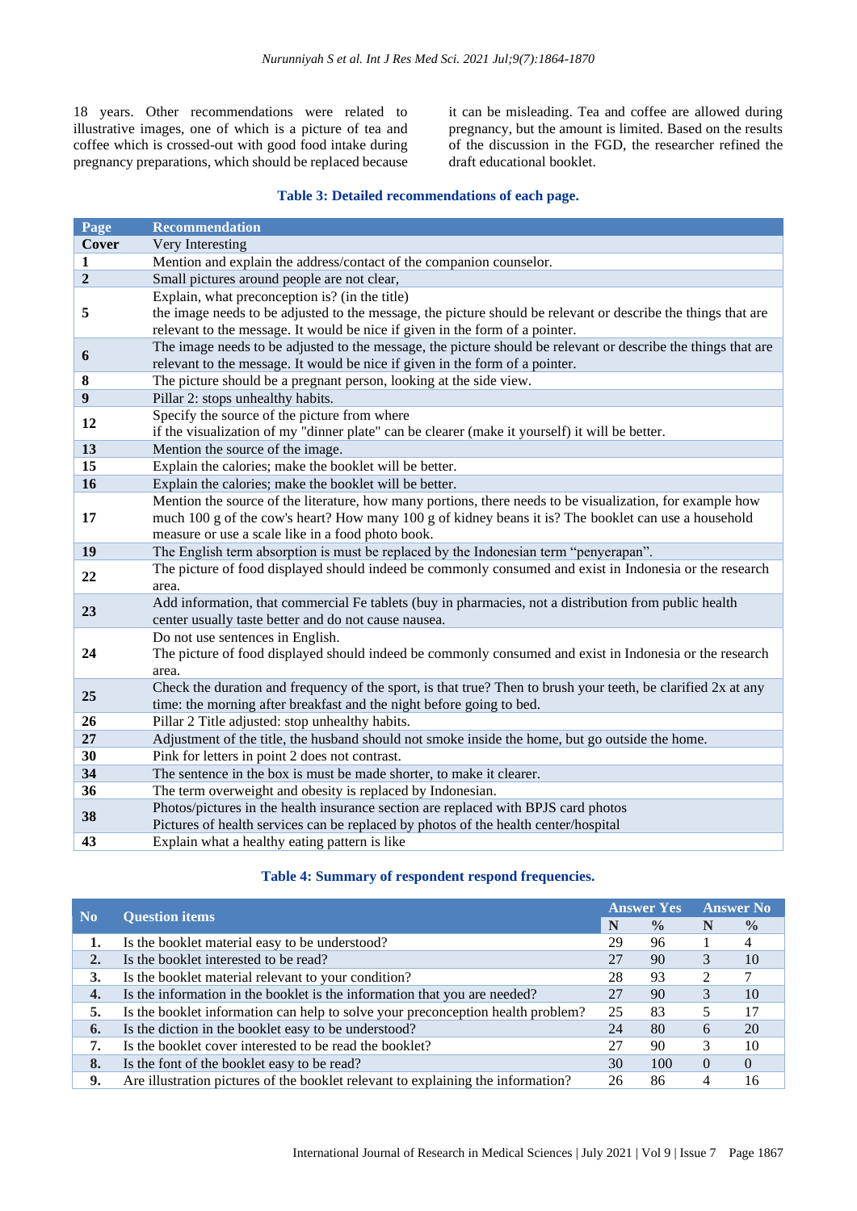18 years. Other recommendations were related to illustrative images, one of which is a picture of tea and coffee which is crossed-out with good food intake during pregnancy preparations, which should be replaced because it can be misleading. Tea and coffee are allowed during pregnancy, but the amount is limited. Based on the results of the discussion in the FGD, the researcher refined the draft educational booklet.

**Table 3: Detailed recommendations of each page.**

| Page | Recommendation |
|---|---|
| Cover | Very Interesting |
| 1 | Mention and explain the address/contact of the companion counselor. |
| 2 | Small pictures around people are not clear, |
| 5 | Explain, what preconception is? (in the title) the image needs to be adjusted to the message, the picture should be relevant or describe the things that are relevant to the message. It would be nice if given in the form of a pointer. |
| 6 | The image needs to be adjusted to the message, the picture should be relevant or describe the things that are relevant to the message. It would be nice if given in the form of a pointer. |
| 8 | The picture should be a pregnant person, looking at the side view. |
| 9 | Pillar 2: stops unhealthy habits. |
| 12 | Specify the source of the picture from where if the visualization of my "dinner plate" can be clearer (make it yourself) it will be better. |
| 13 | Mention the source of the image. |
| 15 | Explain the calories; make the booklet will be better. |
| 16 | Explain the calories; make the booklet will be better. |
| 17 | Mention the source of the literature, how many portions, there needs to be visualization, for example how much 100 g of the cow's heart? How many 100 g of kidney beans it is? The booklet can use a household measure or use a scale like in a food photo book. |
| 19 | The English term absorption is must be replaced by the Indonesian term "penyerapan". |
| 22 | The picture of food displayed should indeed be commonly consumed and exist in Indonesia or the research area. |
| 23 | Add information, that commercial Fe tablets (buy in pharmacies, not a distribution from public health center usually taste better and do not cause nausea. |
| 24 | Do not use sentences in English. The picture of food displayed should indeed be commonly consumed and exist in Indonesia or the research area. |
| 25 | Check the duration and frequency of the sport, is that true? Then to brush your teeth, be clarified 2x at any time: the morning after breakfast and the night before going to bed. |
| 26 | Pillar 2 Title adjusted: stop unhealthy habits. |
| 27 | Adjustment of the title, the husband should not smoke inside the home, but go outside the home. |
| 30 | Pink for letters in point 2 does not contrast. |
| 34 | The sentence in the box is must be made shorter, to make it clearer. |
| 36 | The term overweight and obesity is replaced by Indonesian. |
| 38 | Photos/pictures in the health insurance section are replaced with BPJS card photos Pictures of health services can be replaced by photos of the health center/hospital |
| 43 | Explain what a healthy eating pattern is like |

**Table 4: Summary of respondent respond frequencies.**

| No | Question items | Answer Yes | | Answer No | |
|---|---|---|---|---|---|
| | | N | % | N | % |
| 1. | Is the booklet material easy to be understood? | 29 | 96 | 1 | 4 |
| 2. | Is the booklet interested to be read? | 27 | 90 | 3 | 10 |
| 3. | Is the booklet material relevant to your condition? | 28 | 93 | 2 | 7 |
| 4. | Is the information in the booklet is the information that you are needed? | 27 | 90 | 3 | 10 |
| 5. | Is the booklet information can help to solve your preconception health problem? | 25 | 83 | 5 | 17 |
| 6. | Is the diction in the booklet easy to be understood? | 24 | 80 | 6 | 20 |
| 7. | Is the booklet cover interested to be read the booklet? | 27 | 90 | 3 | 10 |
| 8. | Is the font of the booklet easy to be read? | 30 | 100 | 0 | 0 |
| 9. | Are illustration pictures of the booklet relevant to explaining the information? | 26 | 86 | 4 | 16 |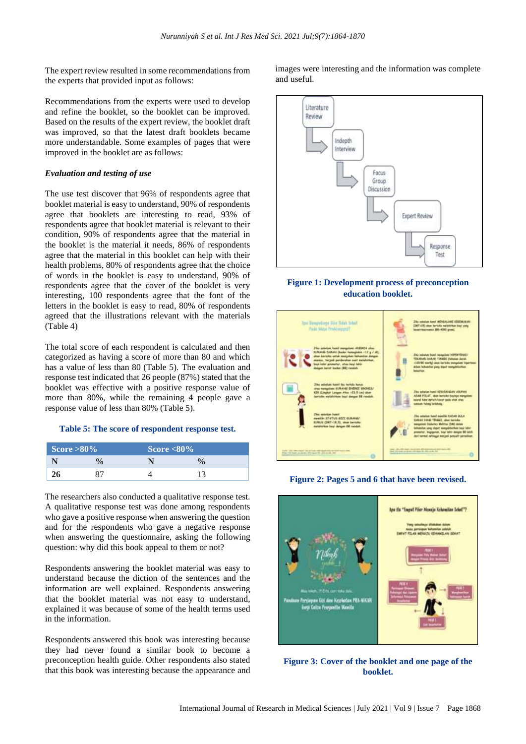The expert review resulted in some recommendations from the experts that provided input as follows:

Recommendations from the experts were used to develop and refine the booklet, so the booklet can be improved. Based on the results of the expert review, the booklet draft was improved, so that the latest draft booklets became more understandable. Some examples of pages that were improved in the booklet are as follows:

### *Evaluation and testing of use*

The use test discover that 96% of respondents agree that booklet material is easy to understand, 90% of respondents agree that booklets are interesting to read, 93% of respondents agree that booklet material is relevant to their condition, 90% of respondents agree that the material in the booklet is the material it needs, 86% of respondents agree that the material in this booklet can help with their health problems, 80% of respondents agree that the choice of words in the booklet is easy to understand, 90% of respondents agree that the cover of the booklet is very interesting, 100 respondents agree that the font of the letters in the booklet is easy to read, 80% of respondents agreed that the illustrations relevant with the materials (Table 4)

The total score of each respondent is calculated and then categorized as having a score of more than 80 and which has a value of less than 80 (Table 5). The evaluation and response test indicated that 26 people (87%) stated that the booklet was effective with a positive response value of more than 80%, while the remaining 4 people gave a response value of less than 80% (Table 5).

**Table 5: The score of respondent response test.**

| Score >80% | | Score <80% | |
|---|---|---|---|
| **N** | **%** | **N** | **%** |
| **26** | 87 | 4 | 13 |

The researchers also conducted a qualitative response test. A qualitative response test was done among respondents who gave a positive response when answering the question and for the respondents who gave a negative response when answering the questionnaire, asking the following question: why did this book appeal to them or not?

Respondents answering the booklet material was easy to understand because the diction of the sentences and the information are well explained. Respondents answering that the booklet material was not easy to understand, explained it was because of some of the health terms used in the information.

Respondents answered this book was interesting because they had never found a similar book to become a preconception health guide. Other respondents also stated that this book was interesting because the appearance and images were interesting and the information was complete and useful.

**Figure 1: Development process of preconception education booklet.**

**Figure 2: Pages 5 and 6 that have been revised.**

**Figure 3: Cover of the booklet and one page of the booklet.**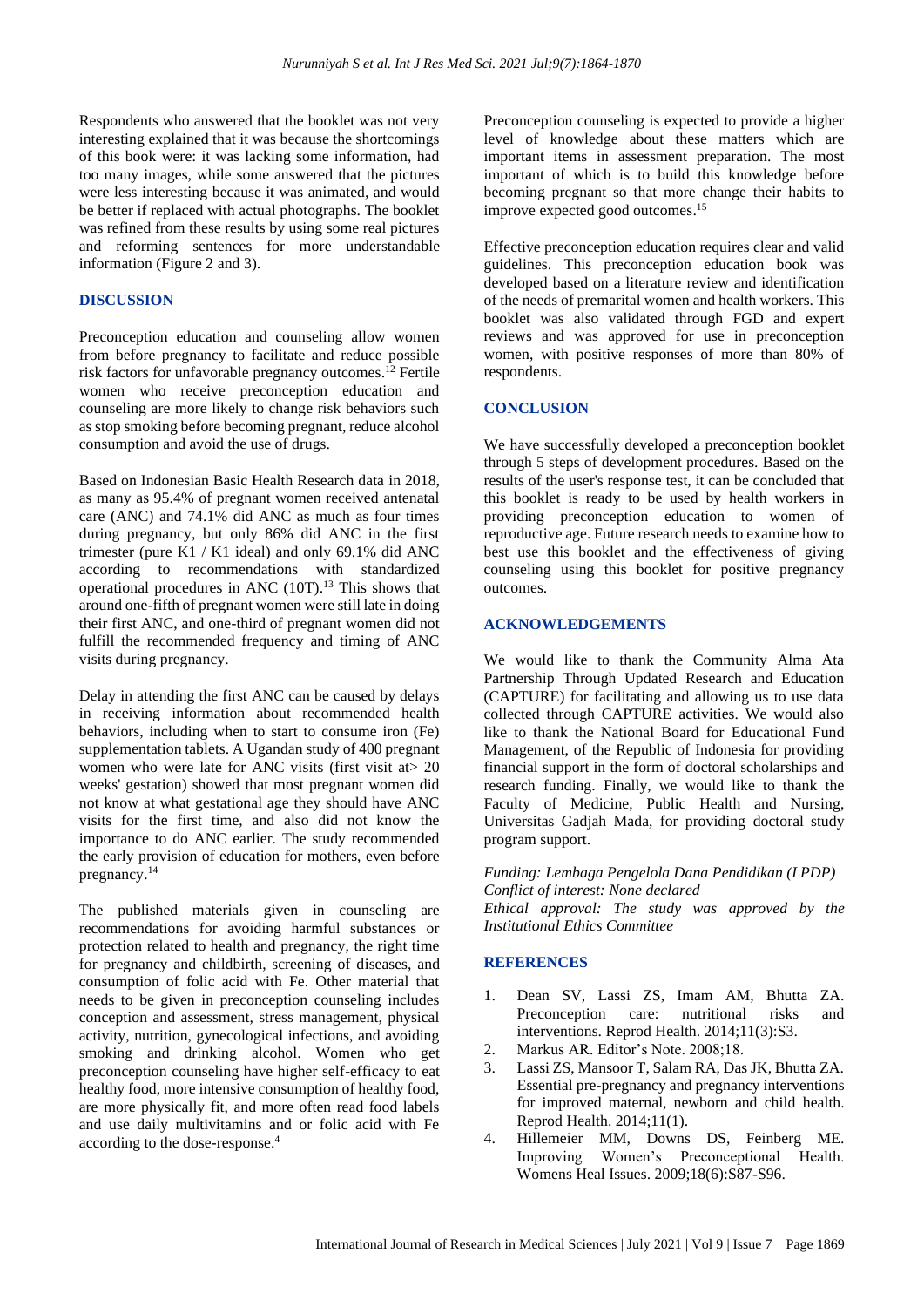Respondents who answered that the booklet was not very interesting explained that it was because the shortcomings of this book were: it was lacking some information, had too many images, while some answered that the pictures were less interesting because it was animated, and would be better if replaced with actual photographs. The booklet was refined from these results by using some real pictures and reforming sentences for more understandable information (Figure 2 and 3).

## DISCUSSION

Preconception education and counseling allow women from before pregnancy to facilitate and reduce possible risk factors for unfavorable pregnancy outcomes.[12] Fertile women who receive preconception education and counseling are more likely to change risk behaviors such as stop smoking before becoming pregnant, reduce alcohol consumption and avoid the use of drugs.

Based on Indonesian Basic Health Research data in 2018, as many as 95.4% of pregnant women received antenatal care (ANC) and 74.1% did ANC as much as four times during pregnancy, but only 86% did ANC in the first trimester (pure K1 / K1 ideal) and only 69.1% did ANC according to recommendations with standardized operational procedures in ANC (10T).[13] This shows that around one-fifth of pregnant women were still late in doing their first ANC, and one-third of pregnant women did not fulfill the recommended frequency and timing of ANC visits during pregnancy.

Delay in attending the first ANC can be caused by delays in receiving information about recommended health behaviors, including when to start to consume iron (Fe) supplementation tablets. A Ugandan study of 400 pregnant women who were late for ANC visits (first visit at> 20 weeks' gestation) showed that most pregnant women did not know at what gestational age they should have ANC visits for the first time, and also did not know the importance to do ANC earlier. The study recommended the early provision of education for mothers, even before pregnancy.[14]

The published materials given in counseling are recommendations for avoiding harmful substances or protection related to health and pregnancy, the right time for pregnancy and childbirth, screening of diseases, and consumption of folic acid with Fe. Other material that needs to be given in preconception counseling includes conception and assessment, stress management, physical activity, nutrition, gynecological infections, and avoiding smoking and drinking alcohol. Women who get preconception counseling have higher self-efficacy to eat healthy food, more intensive consumption of healthy food, are more physically fit, and more often read food labels and use daily multivitamins and or folic acid with Fe according to the dose-response.[4]

Preconception counseling is expected to provide a higher level of knowledge about these matters which are important items in assessment preparation. The most important of which is to build this knowledge before becoming pregnant so that more change their habits to improve expected good outcomes.[15]

Effective preconception education requires clear and valid guidelines. This preconception education book was developed based on a literature review and identification of the needs of premarital women and health workers. This booklet was also validated through FGD and expert reviews and was approved for use in preconception women, with positive responses of more than 80% of respondents.

## CONCLUSION

We have successfully developed a preconception booklet through 5 steps of development procedures. Based on the results of the user's response test, it can be concluded that this booklet is ready to be used by health workers in providing preconception education to women of reproductive age. Future research needs to examine how to best use this booklet and the effectiveness of giving counseling using this booklet for positive pregnancy outcomes.

## ACKNOWLEDGEMENTS

We would like to thank the Community Alma Ata Partnership Through Updated Research and Education (CAPTURE) for facilitating and allowing us to use data collected through CAPTURE activities. We would also like to thank the National Board for Educational Fund Management, of the Republic of Indonesia for providing financial support in the form of doctoral scholarships and research funding. Finally, we would like to thank the Faculty of Medicine, Public Health and Nursing, Universitas Gadjah Mada, for providing doctoral study program support.

*Funding: Lembaga Pengelola Dana Pendidikan (LPDP)*
*Conflict of interest: None declared*
*Ethical approval: The study was approved by the Institutional Ethics Committee*

## REFERENCES

1. Dean SV, Lassi ZS, Imam AM, Bhutta ZA. Preconception care: nutritional risks and interventions. Reprod Health. 2014;11(3):S3.
2. Markus AR. Editor's Note. 2008;18.
3. Lassi ZS, Mansoor T, Salam RA, Das JK, Bhutta ZA. Essential pre-pregnancy and pregnancy interventions for improved maternal, newborn and child health. Reprod Health. 2014;11(1).
4. Hillemeier MM, Downs DS, Feinberg ME. Improving Women's Preconceptional Health. Womens Heal Issues. 2009;18(6):S87-S96.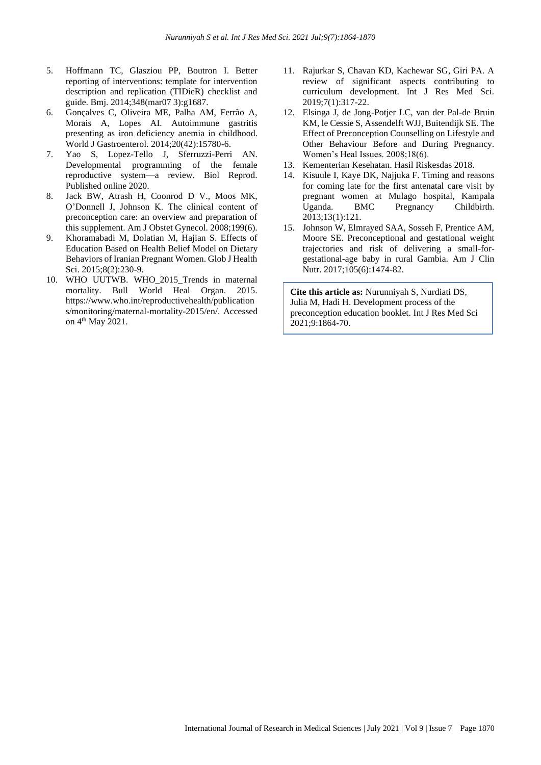5. Hoffmann TC, Glasziou PP, Boutron I. Better reporting of interventions: template for intervention description and replication (TIDieR) checklist and guide. Bmj. 2014;348(mar07 3):g1687.
6. Gonçalves C, Oliveira ME, Palha AM, Ferrão A, Morais A, Lopes AI. Autoimmune gastritis presenting as iron deficiency anemia in childhood. World J Gastroenterol. 2014;20(42):15780-6.
7. Yao S, Lopez-Tello J, Sferruzzi-Perri AN. Developmental programming of the female reproductive system—a review. Biol Reprod. Published online 2020.
8. Jack BW, Atrash H, Coonrod D V., Moos MK, O'Donnell J, Johnson K. The clinical content of preconception care: an overview and preparation of this supplement. Am J Obstet Gynecol. 2008;199(6).
9. Khoramabadi M, Dolatian M, Hajian S. Effects of Education Based on Health Belief Model on Dietary Behaviors of Iranian Pregnant Women. Glob J Health Sci. 2015;8(2):230-9.
10. WHO UUTWB. WHO_2015_Trends in maternal mortality. Bull World Heal Organ. 2015. https://www.who.int/reproductivehealth/publications/monitoring/maternal-mortality-2015/en/. Accessed on 4th May 2021.
11. Rajurkar S, Chavan KD, Kachewar SG, Giri PA. A review of significant aspects contributing to curriculum development. Int J Res Med Sci. 2019;7(1):317-22.
12. Elsinga J, de Jong-Potjer LC, van der Pal-de Bruin KM, le Cessie S, Assendelft WJJ, Buitendijk SE. The Effect of Preconception Counselling on Lifestyle and Other Behaviour Before and During Pregnancy. Women's Heal Issues. 2008;18(6).
13. Kementerian Kesehatan. Hasil Riskesdas 2018.
14. Kisuule I, Kaye DK, Najjuka F. Timing and reasons for coming late for the first antenatal care visit by pregnant women at Mulago hospital, Kampala Uganda. BMC Pregnancy Childbirth. 2013;13(1):121.
15. Johnson W, Elmrayed SAA, Sosseh F, Prentice AM, Moore SE. Preconceptional and gestational weight trajectories and risk of delivering a small-for-gestational-age baby in rural Gambia. Am J Clin Nutr. 2017;105(6):1474-82.

**Cite this article as:** Nurunniyah S, Nurdiati DS, Julia M, Hadi H. Development process of the preconception education booklet. Int J Res Med Sci 2021;9:1864-70.